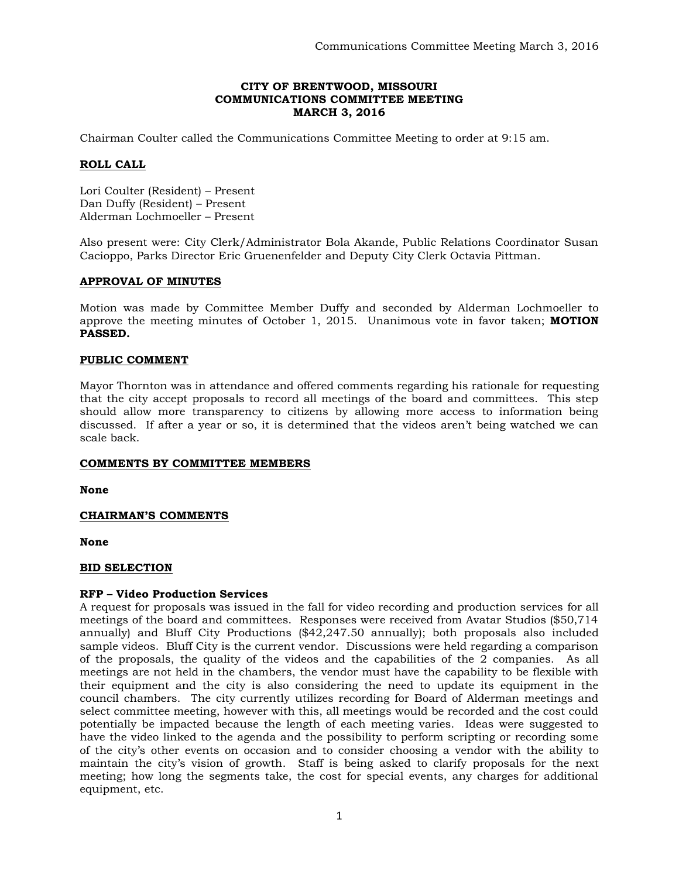# CITY OF BRENTWOOD, MISSOURI
## COMMUNICATIONS COMMITTEE MEETING
## MARCH 3, 2016

Chairman Coulter called the Communications Committee Meeting to order at 9:15 am.

## ROLL CALL

Lori Coulter (Resident) – Present
Dan Duffy (Resident) – Present
Alderman Lochmoeller – Present

Also present were: City Clerk/Administrator Bola Akande, Public Relations Coordinator Susan Cacioppo, Parks Director Eric Gruenenfelder and Deputy City Clerk Octavia Pittman.

## APPROVAL OF MINUTES

Motion was made by Committee Member Duffy and seconded by Alderman Lochmoeller to approve the meeting minutes of October 1, 2015. Unanimous vote in favor taken; **MOTION PASSED.**

## PUBLIC COMMENT

Mayor Thornton was in attendance and offered comments regarding his rationale for requesting that the city accept proposals to record all meetings of the board and committees. This step should allow more transparency to citizens by allowing more access to information being discussed. If after a year or so, it is determined that the videos aren't being watched we can scale back.

## COMMENTS BY COMMITTEE MEMBERS

**None**

## CHAIRMAN'S COMMENTS

**None**

## BID SELECTION

### RFP – Video Production Services

A request for proposals was issued in the fall for video recording and production services for all meetings of the board and committees. Responses were received from Avatar Studios ($50,714 annually) and Bluff City Productions ($42,247.50 annually); both proposals also included sample videos. Bluff City is the current vendor. Discussions were held regarding a comparison of the proposals, the quality of the videos and the capabilities of the 2 companies. As all meetings are not held in the chambers, the vendor must have the capability to be flexible with their equipment and the city is also considering the need to update its equipment in the council chambers. The city currently utilizes recording for Board of Alderman meetings and select committee meeting, however with this, all meetings would be recorded and the cost could potentially be impacted because the length of each meeting varies. Ideas were suggested to have the video linked to the agenda and the possibility to perform scripting or recording some of the city's other events on occasion and to consider choosing a vendor with the ability to maintain the city's vision of growth. Staff is being asked to clarify proposals for the next meeting; how long the segments take, the cost for special events, any charges for additional equipment, etc.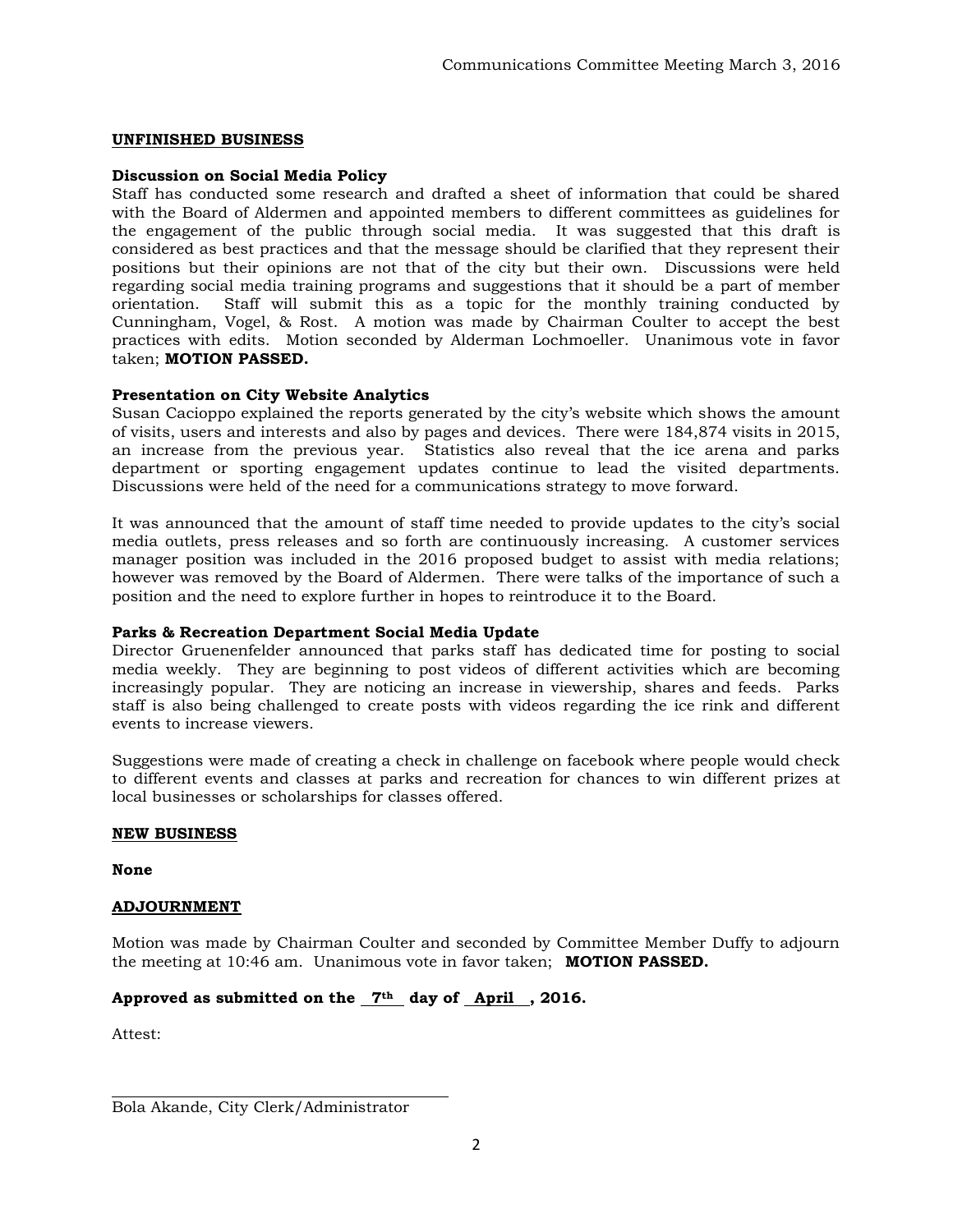## UNFINISHED BUSINESS

**Discussion on Social Media Policy**

Staff has conducted some research and drafted a sheet of information that could be shared with the Board of Aldermen and appointed members to different committees as guidelines for the engagement of the public through social media. It was suggested that this draft is considered as best practices and that the message should be clarified that they represent their positions but their opinions are not that of the city but their own. Discussions were held regarding social media training programs and suggestions that it should be a part of member orientation. Staff will submit this as a topic for the monthly training conducted by Cunningham, Vogel, & Rost. A motion was made by Chairman Coulter to accept the best practices with edits. Motion seconded by Alderman Lochmoeller. Unanimous vote in favor taken; **MOTION PASSED.**

**Presentation on City Website Analytics**

Susan Cacioppo explained the reports generated by the city's website which shows the amount of visits, users and interests and also by pages and devices. There were 184,874 visits in 2015, an increase from the previous year. Statistics also reveal that the ice arena and parks department or sporting engagement updates continue to lead the visited departments. Discussions were held of the need for a communications strategy to move forward.

It was announced that the amount of staff time needed to provide updates to the city's social media outlets, press releases and so forth are continuously increasing. A customer services manager position was included in the 2016 proposed budget to assist with media relations; however was removed by the Board of Aldermen. There were talks of the importance of such a position and the need to explore further in hopes to reintroduce it to the Board.

**Parks & Recreation Department Social Media Update**

Director Gruenenfelder announced that parks staff has dedicated time for posting to social media weekly. They are beginning to post videos of different activities which are becoming increasingly popular. They are noticing an increase in viewership, shares and feeds. Parks staff is also being challenged to create posts with videos regarding the ice rink and different events to increase viewers.

Suggestions were made of creating a check in challenge on facebook where people would check to different events and classes at parks and recreation for chances to win different prizes at local businesses or scholarships for classes offered.

## NEW BUSINESS

**None**

## ADJOURNMENT

Motion was made by Chairman Coulter and seconded by Committee Member Duffy to adjourn the meeting at 10:46 am. Unanimous vote in favor taken; **MOTION PASSED.**

**Approved as submitted on the 7th day of April, 2016.**

Attest:

\_\_\_\_\_\_\_\_\_\_\_\_\_\_\_\_\_\_\_\_\_\_\_\_\_\_\_\_\_\_\_\_\_\_\_\_

Bola Akande, City Clerk/Administrator